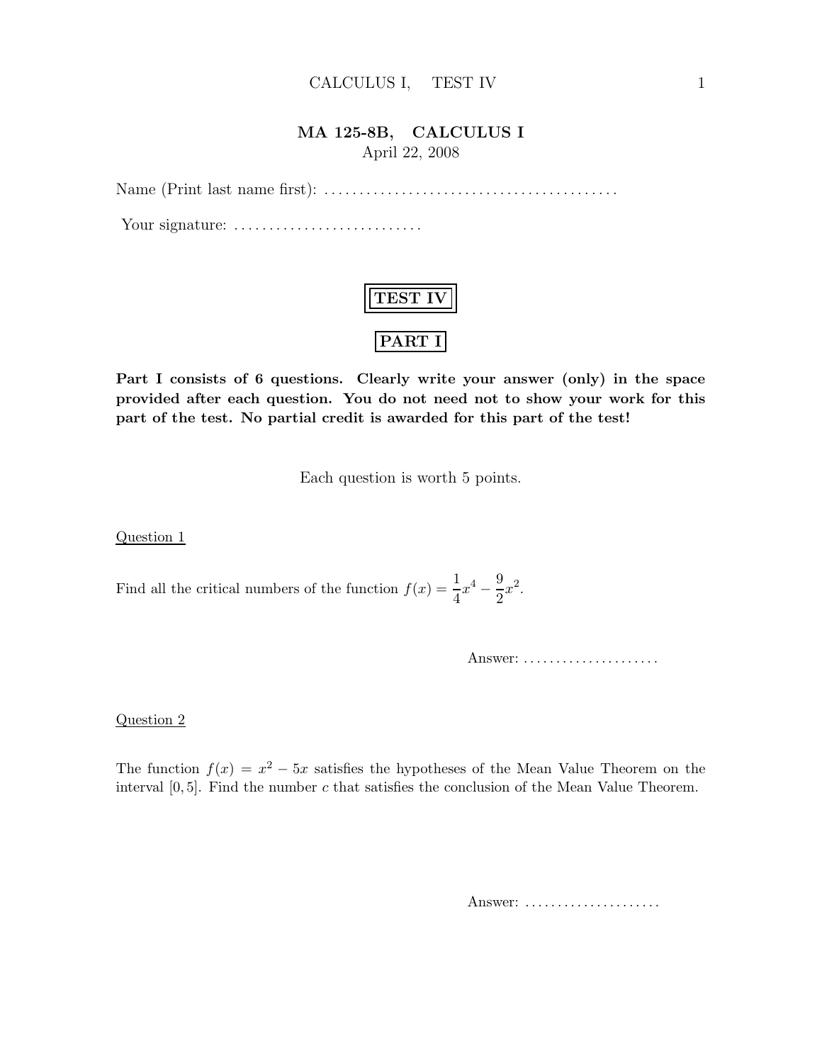# MA 125-8B, CALCULUS I

April 22, 2008

Name (Print last name first): .........................................

Your signature: ...........................

## TEST IV

## PART I

**Part I consists of 6 questions. Clearly write your answer (only) in the space provided after each question. You do not need not to show your work for this part of the test. No partial credit is awarded for this part of the test!**

Each question is worth 5 points.

Question 1

Find all the critical numbers of the function $f(x) = \dfrac{1}{4}x^4 - \dfrac{9}{2}x^2$.

Answer: .....................

Question 2

The function $f(x) = x^2 - 5x$ satisfies the hypotheses of the Mean Value Theorem on the interval $[0, 5]$. Find the number $c$ that satisfies the conclusion of the Mean Value Theorem.

Answer: .....................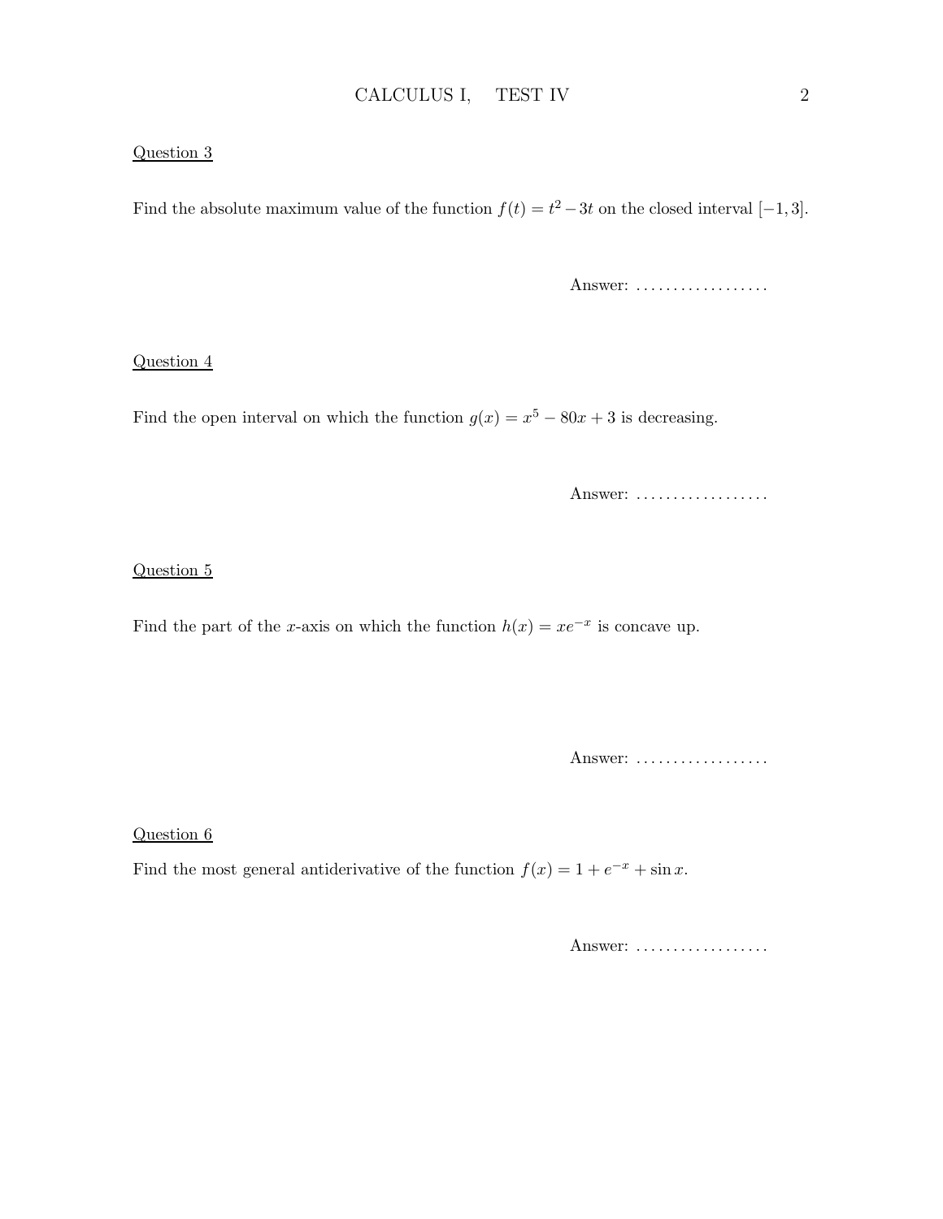Question 3

Find the absolute maximum value of the function $f(t) = t^2 - 3t$ on the closed interval $[-1, 3]$.

Answer: ..................

Question 4

Find the open interval on which the function $g(x) = x^5 - 80x + 3$ is decreasing.

Answer: ..................

Question 5

Find the part of the $x$-axis on which the function $h(x) = xe^{-x}$ is concave up.

Answer: ..................

Question 6

Find the most general antiderivative of the function $f(x) = 1 + e^{-x} + \sin x$.

Answer: ..................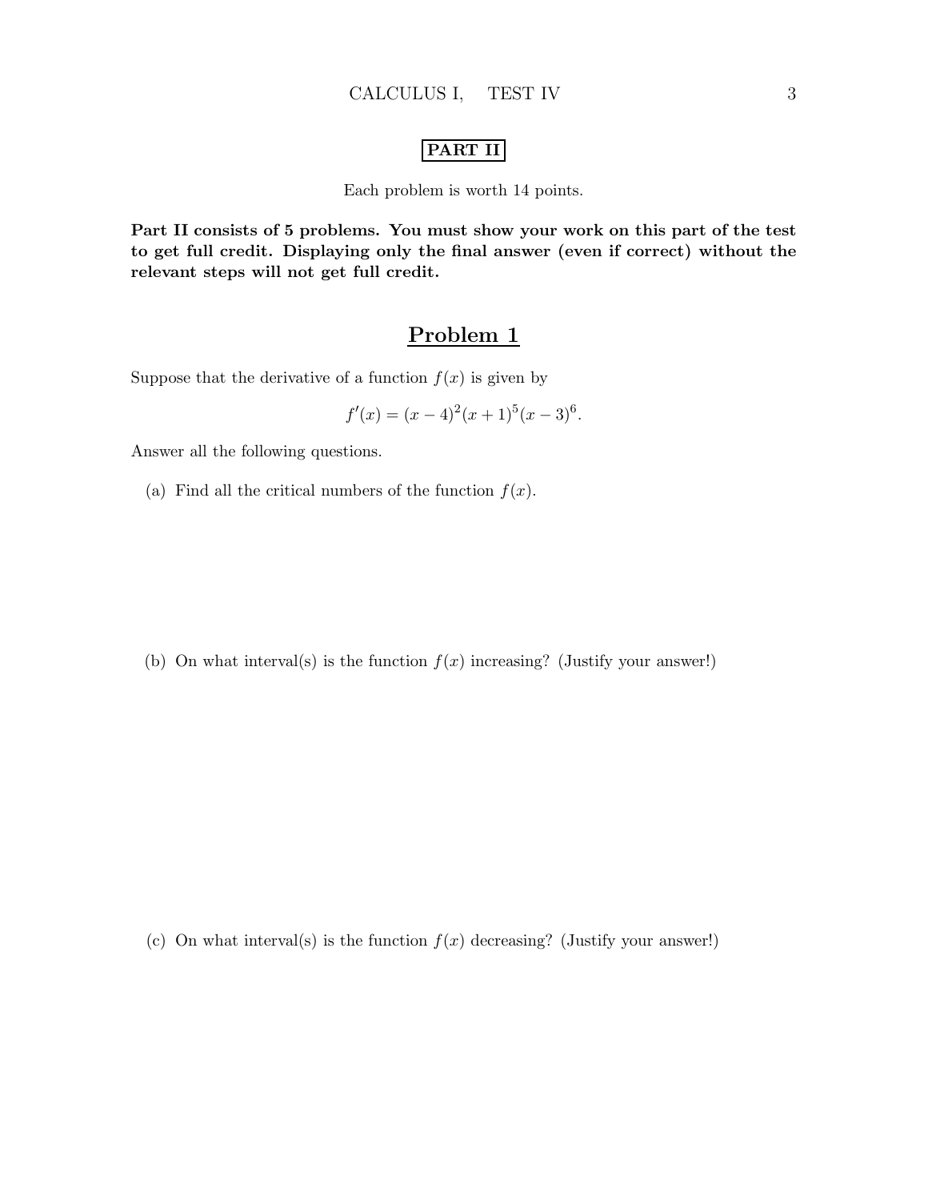# PART II

Each problem is worth 14 points.

**Part II consists of 5 problems. You must show your work on this part of the test to get full credit. Displaying only the final answer (even if correct) without the relevant steps will not get full credit.**

## Problem 1

Suppose that the derivative of a function $f(x)$ is given by

$$f'(x) = (x-4)^2(x+1)^5(x-3)^6.$$

Answer all the following questions.

(a) Find all the critical numbers of the function $f(x)$.

(b) On what interval(s) is the function $f(x)$ increasing? (Justify your answer!)

(c) On what interval(s) is the function $f(x)$ decreasing? (Justify your answer!)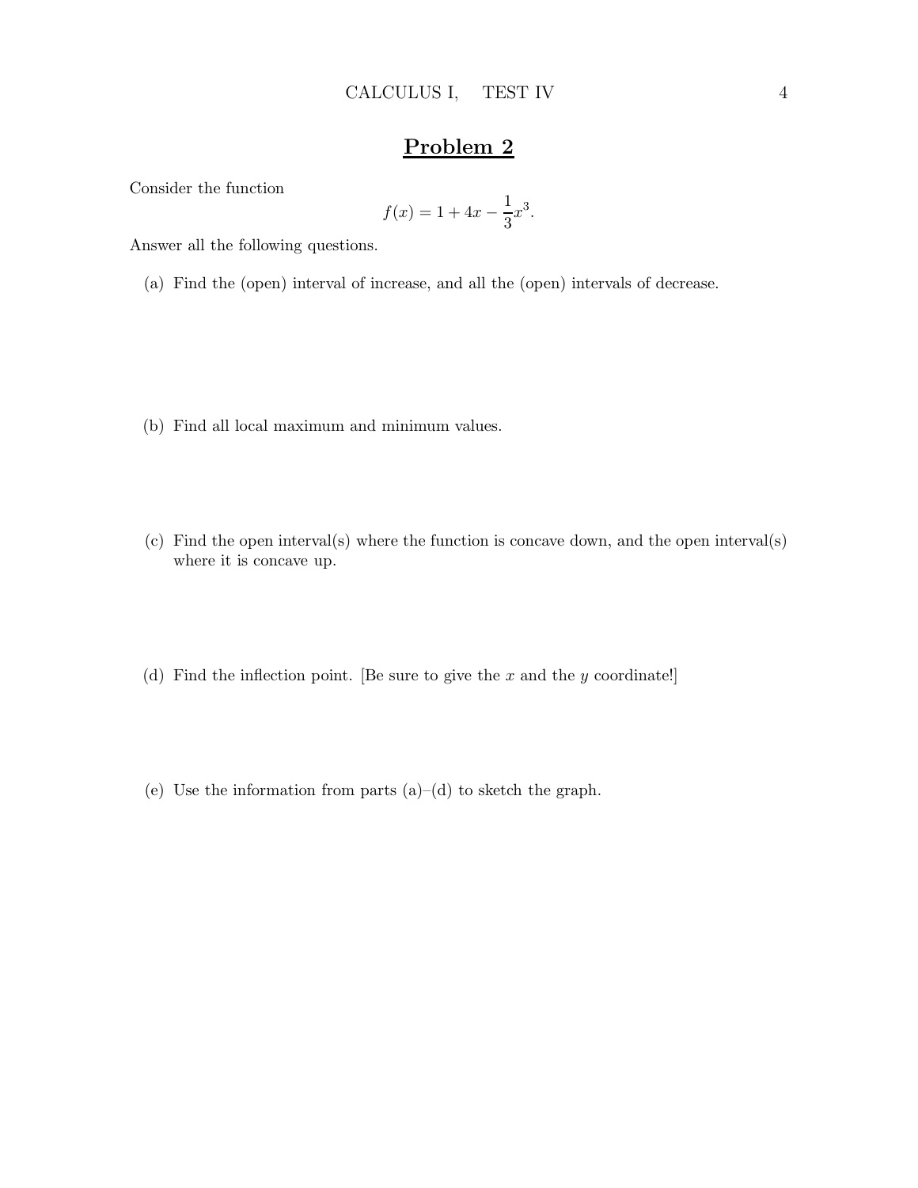## Problem 2

Consider the function

$$f(x) = 1 + 4x - \frac{1}{3}x^3.$$

Answer all the following questions.

(a) Find the (open) interval of increase, and all the (open) intervals of decrease.

(b) Find all local maximum and minimum values.

(c) Find the open interval(s) where the function is concave down, and the open interval(s) where it is concave up.

(d) Find the inflection point. [Be sure to give the $x$ and the $y$ coordinate!]

(e) Use the information from parts (a)–(d) to sketch the graph.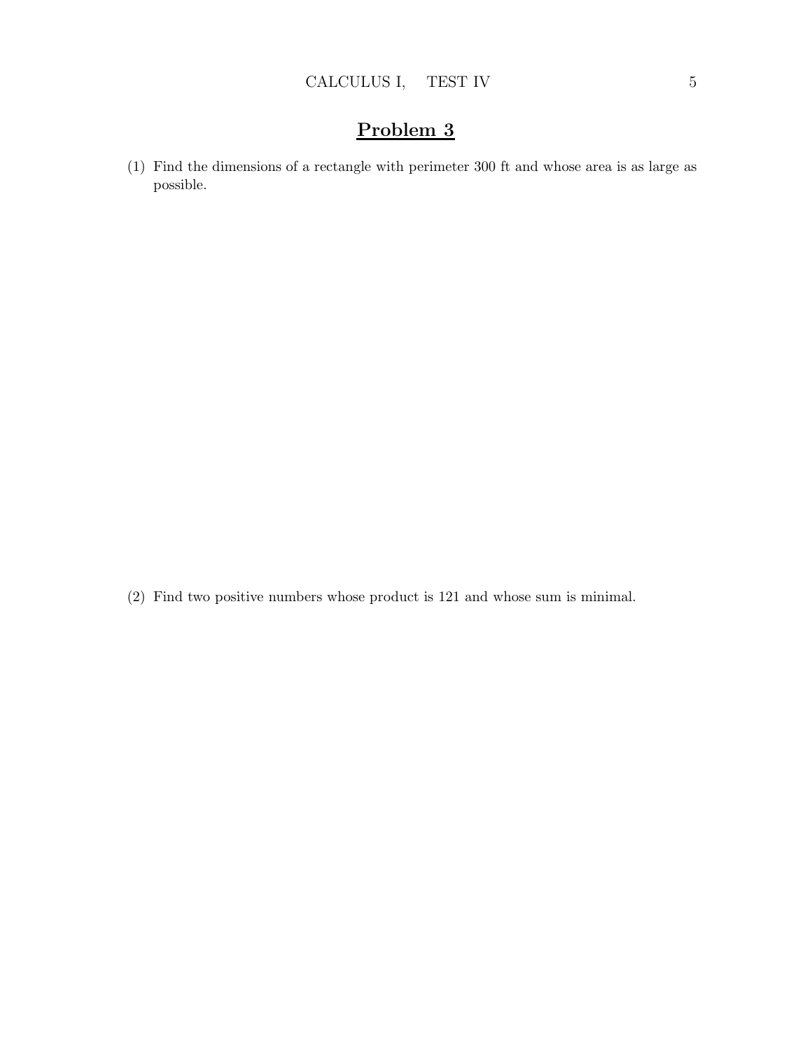# Problem 3

(1) Find the dimensions of a rectangle with perimeter 300 ft and whose area is as large as possible.

(2) Find two positive numbers whose product is 121 and whose sum is minimal.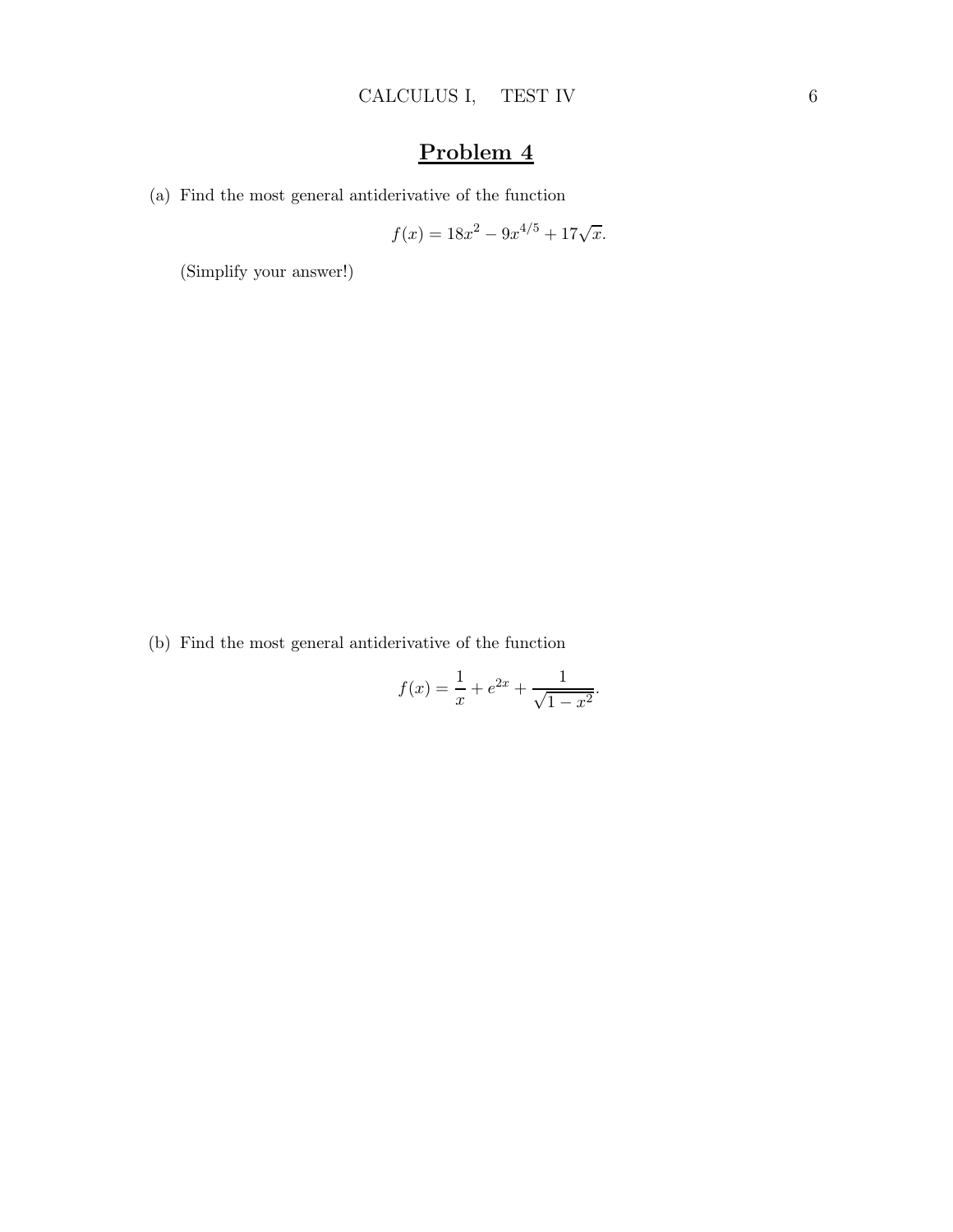# Problem 4

(a) Find the most general antiderivative of the function

$$f(x) = 18x^2 - 9x^{4/5} + 17\sqrt{x}.$$

(Simplify your answer!)

(b) Find the most general antiderivative of the function

$$f(x) = \frac{1}{x} + e^{2x} + \frac{1}{\sqrt{1-x^2}}.$$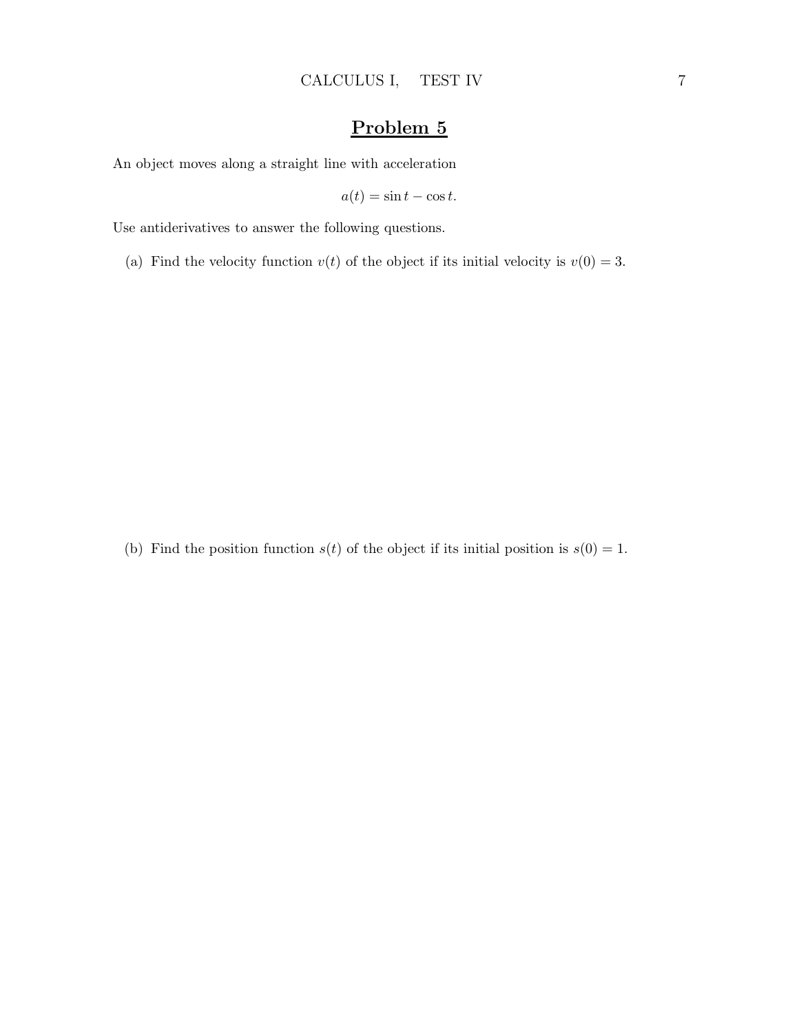## Problem 5

An object moves along a straight line with acceleration

$$a(t) = \sin t - \cos t.$$

Use antiderivatives to answer the following questions.

(a) Find the velocity function $v(t)$ of the object if its initial velocity is $v(0) = 3$.

(b) Find the position function $s(t)$ of the object if its initial position is $s(0) = 1$.